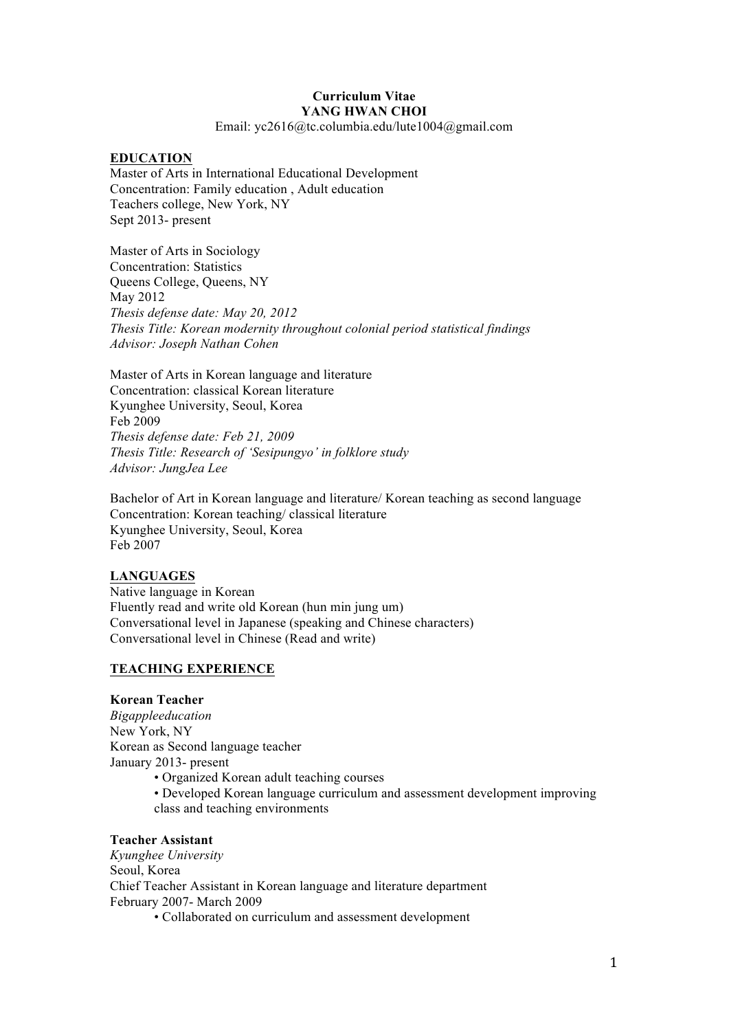**Curriculum Vitae**
**YANG HWAN CHOI**
Email: yc2616@tc.columbia.edu/lute1004@gmail.com

## EDUCATION

Master of Arts in International Educational Development
Concentration: Family education , Adult education
Teachers college, New York, NY
Sept 2013- present

Master of Arts in Sociology
Concentration: Statistics
Queens College, Queens, NY
May 2012
*Thesis defense date: May 20, 2012*
*Thesis Title: Korean modernity throughout colonial period statistical findings*
*Advisor: Joseph Nathan Cohen*

Master of Arts in Korean language and literature
Concentration: classical Korean literature
Kyunghee University, Seoul, Korea
Feb 2009
*Thesis defense date: Feb 21, 2009*
*Thesis Title: Research of 'Sesipungyo' in folklore study*
*Advisor: JungJea Lee*

Bachelor of Art in Korean language and literature/ Korean teaching as second language
Concentration: Korean teaching/ classical literature
Kyunghee University, Seoul, Korea
Feb 2007

## LANGUAGES

Native language in Korean
Fluently read and write old Korean (hun min jung um)
Conversational level in Japanese (speaking and Chinese characters)
Conversational level in Chinese (Read and write)

## TEACHING EXPERIENCE

**Korean Teacher**
*Bigappleeducation*
New York, NY
Korean as Second language teacher
January 2013- present

- Organized Korean adult teaching courses
- Developed Korean language curriculum and assessment development improving class and teaching environments

**Teacher Assistant**
*Kyunghee University*
Seoul, Korea
Chief Teacher Assistant in Korean language and literature department
February 2007- March 2009

- Collaborated on curriculum and assessment development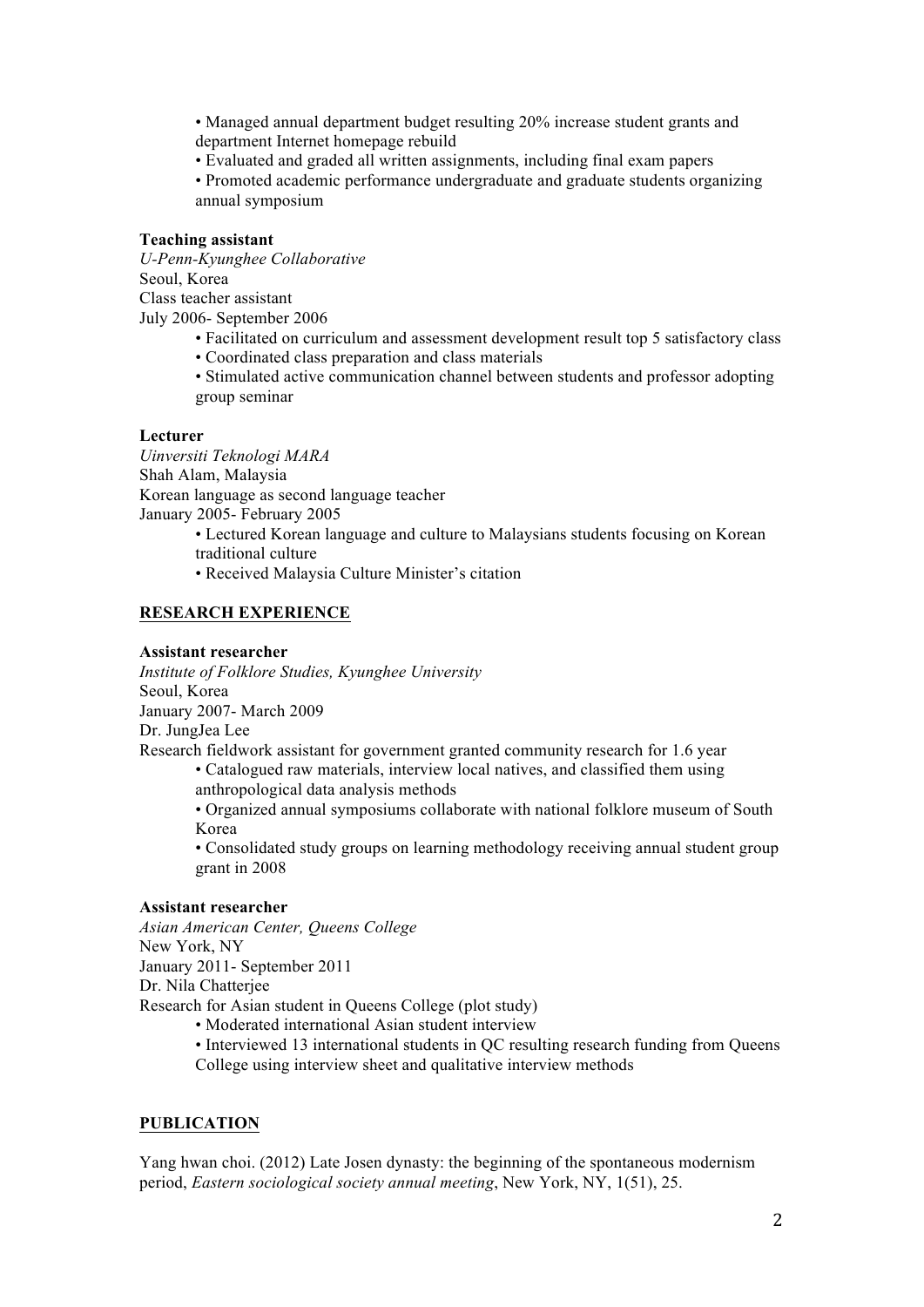- Managed annual department budget resulting 20% increase student grants and department Internet homepage rebuild
- Evaluated and graded all written assignments, including final exam papers
- Promoted academic performance undergraduate and graduate students organizing annual symposium

**Teaching assistant**
*U-Penn-Kyunghee Collaborative*
Seoul, Korea
Class teacher assistant
July 2006- September 2006

- Facilitated on curriculum and assessment development result top 5 satisfactory class
- Coordinated class preparation and class materials
- Stimulated active communication channel between students and professor adopting group seminar

**Lecturer**
*Uinversiti Teknologi MARA*
Shah Alam, Malaysia
Korean language as second language teacher
January 2005- February 2005

- Lectured Korean language and culture to Malaysians students focusing on Korean traditional culture
- Received Malaysia Culture Minister's citation

## RESEARCH EXPERIENCE

**Assistant researcher**
*Institute of Folklore Studies, Kyunghee University*
Seoul, Korea
January 2007- March 2009
Dr. JungJea Lee
Research fieldwork assistant for government granted community research for 1.6 year

- Catalogued raw materials, interview local natives, and classified them using anthropological data analysis methods
- Organized annual symposiums collaborate with national folklore museum of South Korea
- Consolidated study groups on learning methodology receiving annual student group grant in 2008

**Assistant researcher**
*Asian American Center, Queens College*
New York, NY
January 2011- September 2011
Dr. Nila Chatterjee
Research for Asian student in Queens College (plot study)

- Moderated international Asian student interview
- Interviewed 13 international students in QC resulting research funding from Queens College using interview sheet and qualitative interview methods

## PUBLICATION

Yang hwan choi. (2012) Late Josen dynasty: the beginning of the spontaneous modernism period, *Eastern sociological society annual meeting*, New York, NY, 1(51), 25.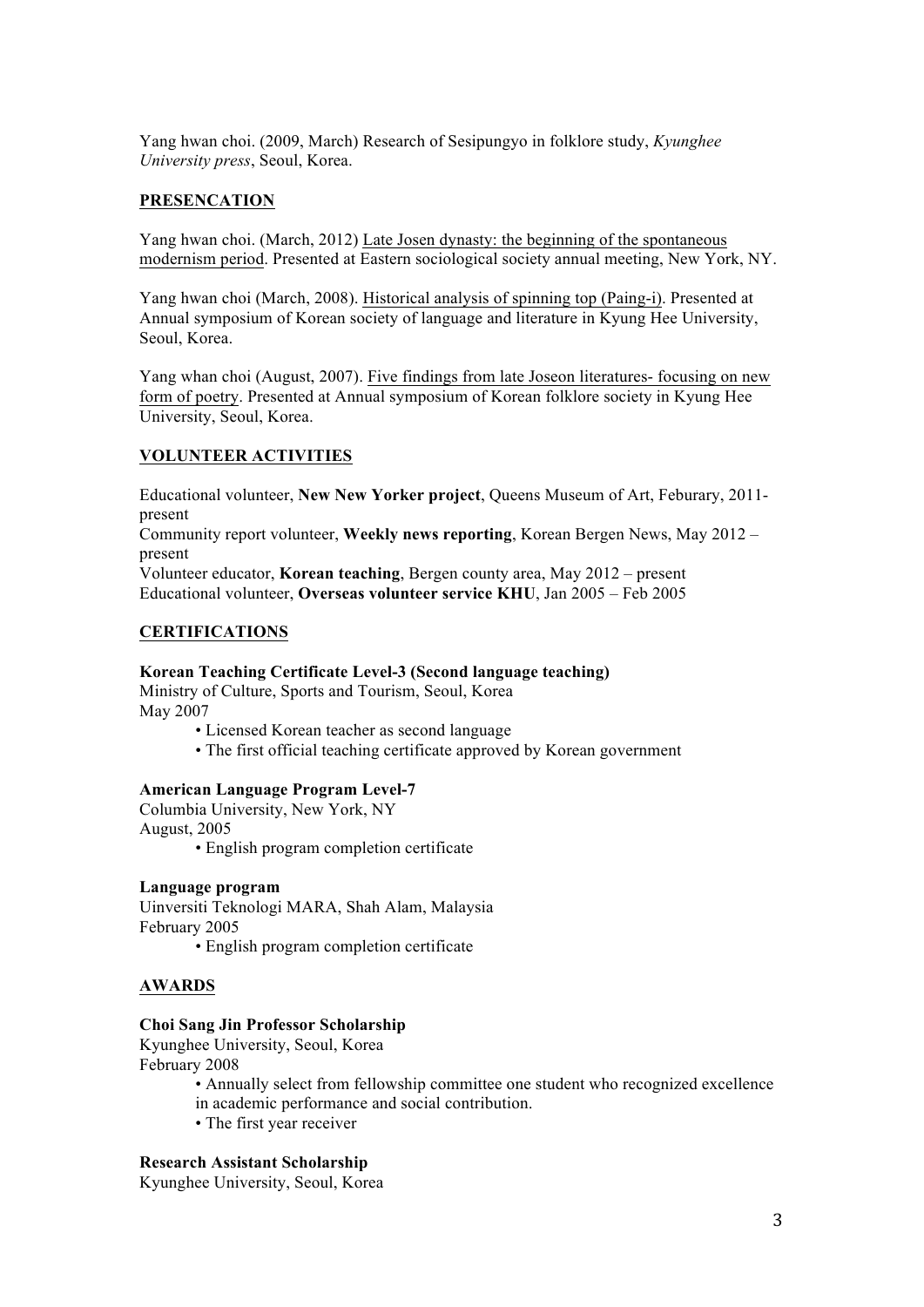Yang hwan choi. (2009, March) Research of Sesipungyo in folklore study, *Kyunghee University press*, Seoul, Korea.

## PRESENCATION

Yang hwan choi. (March, 2012) Late Josen dynasty: the beginning of the spontaneous modernism period. Presented at Eastern sociological society annual meeting, New York, NY.

Yang hwan choi (March, 2008). Historical analysis of spinning top (Paing-i). Presented at Annual symposium of Korean society of language and literature in Kyung Hee University, Seoul, Korea.

Yang whan choi (August, 2007). Five findings from late Joseon literatures- focusing on new form of poetry. Presented at Annual symposium of Korean folklore society in Kyung Hee University, Seoul, Korea.

## VOLUNTEER ACTIVITIES

Educational volunteer, **New New Yorker project**, Queens Museum of Art, Feburary, 2011-present
Community report volunteer, **Weekly news reporting**, Korean Bergen News, May 2012 – present
Volunteer educator, **Korean teaching**, Bergen county area, May 2012 – present
Educational volunteer, **Overseas volunteer service KHU**, Jan 2005 – Feb 2005

## CERTIFICATIONS

**Korean Teaching Certificate Level-3 (Second language teaching)**
Ministry of Culture, Sports and Tourism, Seoul, Korea
May 2007

- Licensed Korean teacher as second language
- The first official teaching certificate approved by Korean government

**American Language Program Level-7**
Columbia University, New York, NY
August, 2005

- English program completion certificate

**Language program**
Uinversiti Teknologi MARA, Shah Alam, Malaysia
February 2005

- English program completion certificate

## AWARDS

**Choi Sang Jin Professor Scholarship**
Kyunghee University, Seoul, Korea
February 2008

- Annually select from fellowship committee one student who recognized excellence in academic performance and social contribution.
- The first year receiver

**Research Assistant Scholarship**
Kyunghee University, Seoul, Korea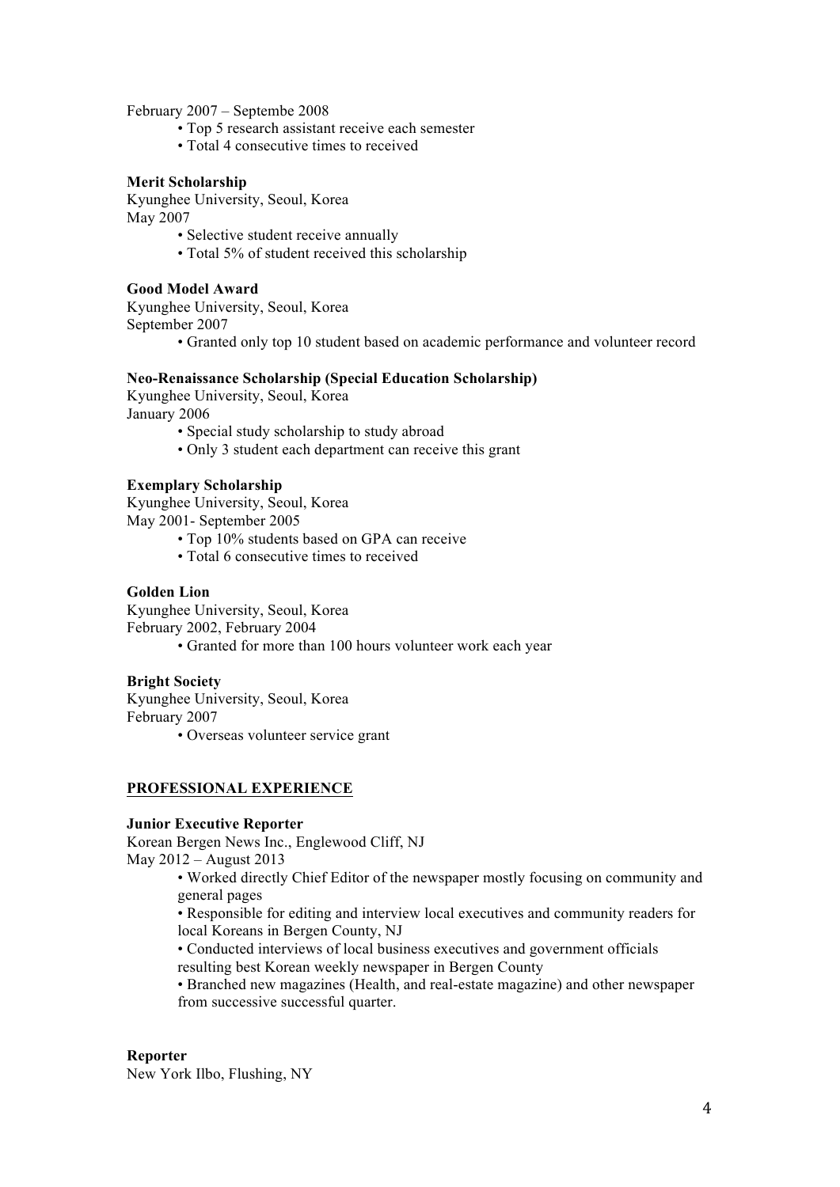February 2007 – Septembe 2008

- Top 5 research assistant receive each semester
- Total 4 consecutive times to received

**Merit Scholarship**
Kyunghee University, Seoul, Korea
May 2007

- Selective student receive annually
- Total 5% of student received this scholarship

**Good Model Award**
Kyunghee University, Seoul, Korea
September 2007

- Granted only top 10 student based on academic performance and volunteer record

**Neo-Renaissance Scholarship (Special Education Scholarship)**
Kyunghee University, Seoul, Korea
January 2006

- Special study scholarship to study abroad
- Only 3 student each department can receive this grant

**Exemplary Scholarship**
Kyunghee University, Seoul, Korea
May 2001- September 2005

- Top 10% students based on GPA can receive
- Total 6 consecutive times to received

**Golden Lion**
Kyunghee University, Seoul, Korea
February 2002, February 2004

- Granted for more than 100 hours volunteer work each year

**Bright Society**
Kyunghee University, Seoul, Korea
February 2007

- Overseas volunteer service grant

## PROFESSIONAL EXPERIENCE

**Junior Executive Reporter**
Korean Bergen News Inc., Englewood Cliff, NJ
May 2012 – August 2013

- Worked directly Chief Editor of the newspaper mostly focusing on community and general pages
- Responsible for editing and interview local executives and community readers for local Koreans in Bergen County, NJ
- Conducted interviews of local business executives and government officials resulting best Korean weekly newspaper in Bergen County
- Branched new magazines (Health, and real-estate magazine) and other newspaper from successive successful quarter.

**Reporter**
New York Ilbo, Flushing, NY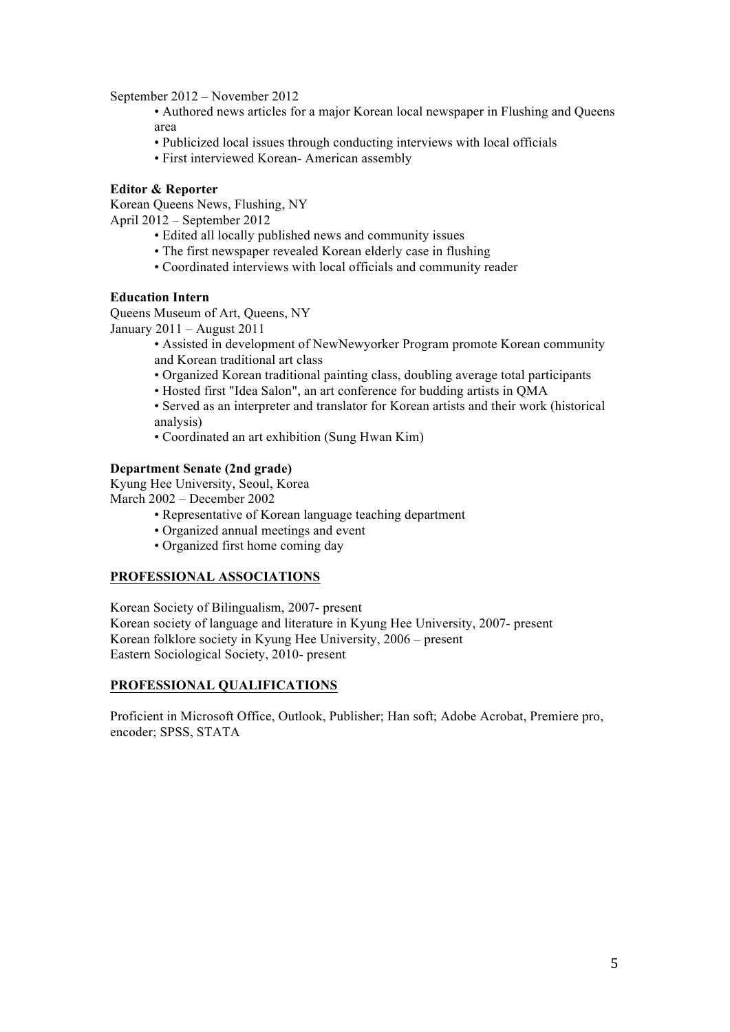September 2012 – November 2012

- Authored news articles for a major Korean local newspaper in Flushing and Queens area
- Publicized local issues through conducting interviews with local officials
- First interviewed Korean- American assembly

**Editor & Reporter**
Korean Queens News, Flushing, NY
April 2012 – September 2012

- Edited all locally published news and community issues
- The first newspaper revealed Korean elderly case in flushing
- Coordinated interviews with local officials and community reader

**Education Intern**
Queens Museum of Art, Queens, NY
January 2011 – August 2011

- Assisted in development of NewNewyorker Program promote Korean community and Korean traditional art class
- Organized Korean traditional painting class, doubling average total participants
- Hosted first "Idea Salon", an art conference for budding artists in QMA
- Served as an interpreter and translator for Korean artists and their work (historical analysis)
- Coordinated an art exhibition (Sung Hwan Kim)

**Department Senate (2nd grade)**
Kyung Hee University, Seoul, Korea
March 2002 – December 2002

- Representative of Korean language teaching department
- Organized annual meetings and event
- Organized first home coming day

## PROFESSIONAL ASSOCIATIONS

Korean Society of Bilingualism, 2007- present
Korean society of language and literature in Kyung Hee University, 2007- present
Korean folklore society in Kyung Hee University, 2006 – present
Eastern Sociological Society, 2010- present

## PROFESSIONAL QUALIFICATIONS

Proficient in Microsoft Office, Outlook, Publisher; Han soft; Adobe Acrobat, Premiere pro, encoder; SPSS, STATA